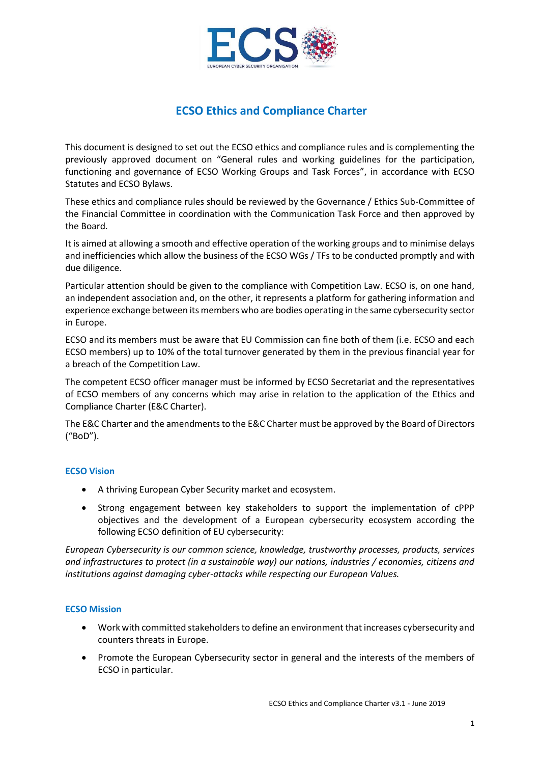# ECSO Ethics and Compliance Charter

This document is designed to set out the ECSO ethics and compliance rules and is complementing the previously approved document on "General rules and working guidelines for the participation, functioning and governance of ECSO Working Groups and Task Forces", in accordance with ECSO Statutes and ECSO Bylaws.

These ethics and compliance rules should be reviewed by the Governance / Ethics Sub-Committee of the Financial Committee in coordination with the Communication Task Force and then approved by the Board.

It is aimed at allowing a smooth and effective operation of the working groups and to minimise delays and inefficiencies which allow the business of the ECSO WGs / TFs to be conducted promptly and with due diligence.

Particular attention should be given to the compliance with Competition Law. ECSO is, on one hand, an independent association and, on the other, it represents a platform for gathering information and experience exchange between its members who are bodies operating in the same cybersecurity sector in Europe.

ECSO and its members must be aware that EU Commission can fine both of them (i.e. ECSO and each ECSO members) up to 10% of the total turnover generated by them in the previous financial year for a breach of the Competition Law.

The competent ECSO officer manager must be informed by ECSO Secretariat and the representatives of ECSO members of any concerns which may arise in relation to the application of the Ethics and Compliance Charter (E&C Charter).

The E&C Charter and the amendments to the E&C Charter must be approved by the Board of Directors ("BoD").

### ECSO Vision

- A thriving European Cyber Security market and ecosystem.
- Strong engagement between key stakeholders to support the implementation of cPPP objectives and the development of a European cybersecurity ecosystem according the following ECSO definition of EU cybersecurity:

*European Cybersecurity is our common science, knowledge, trustworthy processes, products, services and infrastructures to protect (in a sustainable way) our nations, industries / economies, citizens and institutions against damaging cyber-attacks while respecting our European Values.*

### ECSO Mission

- Work with committed stakeholders to define an environment that increases cybersecurity and counters threats in Europe.
- Promote the European Cybersecurity sector in general and the interests of the members of ECSO in particular.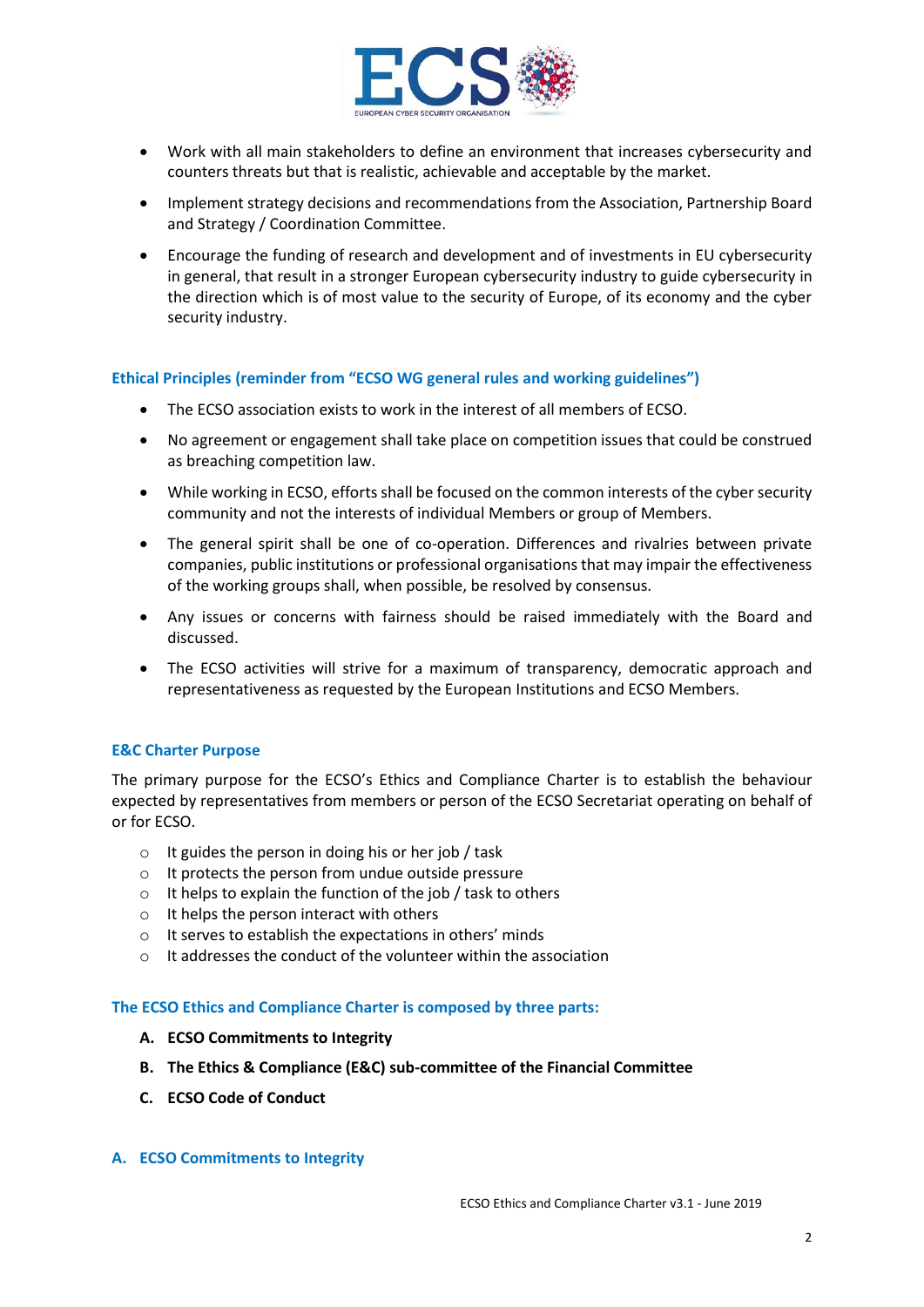- Work with all main stakeholders to define an environment that increases cybersecurity and counters threats but that is realistic, achievable and acceptable by the market.
- Implement strategy decisions and recommendations from the Association, Partnership Board and Strategy / Coordination Committee.
- Encourage the funding of research and development and of investments in EU cybersecurity in general, that result in a stronger European cybersecurity industry to guide cybersecurity in the direction which is of most value to the security of Europe, of its economy and the cyber security industry.

### Ethical Principles (reminder from "ECSO WG general rules and working guidelines")

- The ECSO association exists to work in the interest of all members of ECSO.
- No agreement or engagement shall take place on competition issues that could be construed as breaching competition law.
- While working in ECSO, efforts shall be focused on the common interests of the cyber security community and not the interests of individual Members or group of Members.
- The general spirit shall be one of co-operation. Differences and rivalries between private companies, public institutions or professional organisations that may impair the effectiveness of the working groups shall, when possible, be resolved by consensus.
- Any issues or concerns with fairness should be raised immediately with the Board and discussed.
- The ECSO activities will strive for a maximum of transparency, democratic approach and representativeness as requested by the European Institutions and ECSO Members.

### E&C Charter Purpose

The primary purpose for the ECSO's Ethics and Compliance Charter is to establish the behaviour expected by representatives from members or person of the ECSO Secretariat operating on behalf of or for ECSO.

- It guides the person in doing his or her job / task
- It protects the person from undue outside pressure
- It helps to explain the function of the job / task to others
- It helps the person interact with others
- It serves to establish the expectations in others' minds
- It addresses the conduct of the volunteer within the association

### The ECSO Ethics and Compliance Charter is composed by three parts:

A. **ECSO Commitments to Integrity**
B. **The Ethics & Compliance (E&C) sub-committee of the Financial Committee**
C. **ECSO Code of Conduct**

## A. ECSO Commitments to Integrity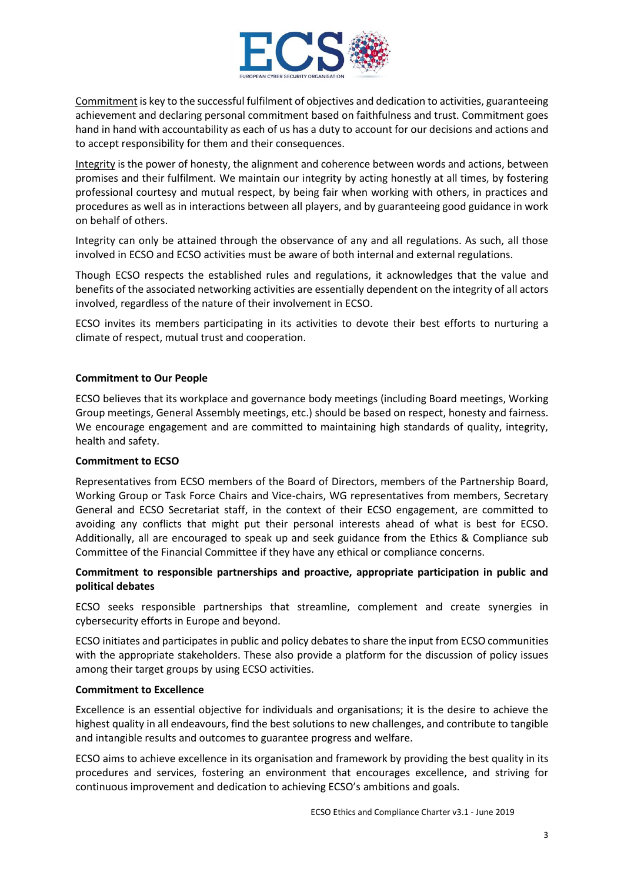<u>Commitment</u> is key to the successful fulfilment of objectives and dedication to activities, guaranteeing achievement and declaring personal commitment based on faithfulness and trust. Commitment goes hand in hand with accountability as each of us has a duty to account for our decisions and actions and to accept responsibility for them and their consequences.

<u>Integrity</u> is the power of honesty, the alignment and coherence between words and actions, between promises and their fulfilment. We maintain our integrity by acting honestly at all times, by fostering professional courtesy and mutual respect, by being fair when working with others, in practices and procedures as well as in interactions between all players, and by guaranteeing good guidance in work on behalf of others.

Integrity can only be attained through the observance of any and all regulations. As such, all those involved in ECSO and ECSO activities must be aware of both internal and external regulations.

Though ECSO respects the established rules and regulations, it acknowledges that the value and benefits of the associated networking activities are essentially dependent on the integrity of all actors involved, regardless of the nature of their involvement in ECSO.

ECSO invites its members participating in its activities to devote their best efforts to nurturing a climate of respect, mutual trust and cooperation.

**Commitment to Our People**

ECSO believes that its workplace and governance body meetings (including Board meetings, Working Group meetings, General Assembly meetings, etc.) should be based on respect, honesty and fairness. We encourage engagement and are committed to maintaining high standards of quality, integrity, health and safety.

**Commitment to ECSO**

Representatives from ECSO members of the Board of Directors, members of the Partnership Board, Working Group or Task Force Chairs and Vice-chairs, WG representatives from members, Secretary General and ECSO Secretariat staff, in the context of their ECSO engagement, are committed to avoiding any conflicts that might put their personal interests ahead of what is best for ECSO. Additionally, all are encouraged to speak up and seek guidance from the Ethics & Compliance sub Committee of the Financial Committee if they have any ethical or compliance concerns.

**Commitment to responsible partnerships and proactive, appropriate participation in public and political debates**

ECSO seeks responsible partnerships that streamline, complement and create synergies in cybersecurity efforts in Europe and beyond.

ECSO initiates and participates in public and policy debates to share the input from ECSO communities with the appropriate stakeholders. These also provide a platform for the discussion of policy issues among their target groups by using ECSO activities.

**Commitment to Excellence**

Excellence is an essential objective for individuals and organisations; it is the desire to achieve the highest quality in all endeavours, find the best solutions to new challenges, and contribute to tangible and intangible results and outcomes to guarantee progress and welfare.

ECSO aims to achieve excellence in its organisation and framework by providing the best quality in its procedures and services, fostering an environment that encourages excellence, and striving for continuous improvement and dedication to achieving ECSO's ambitions and goals.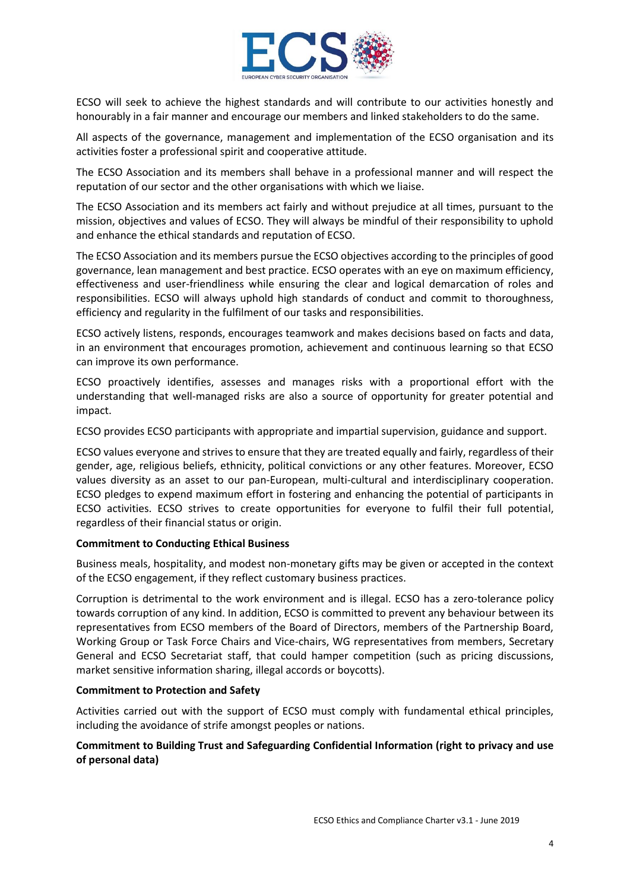ECSO will seek to achieve the highest standards and will contribute to our activities honestly and honourably in a fair manner and encourage our members and linked stakeholders to do the same.

All aspects of the governance, management and implementation of the ECSO organisation and its activities foster a professional spirit and cooperative attitude.

The ECSO Association and its members shall behave in a professional manner and will respect the reputation of our sector and the other organisations with which we liaise.

The ECSO Association and its members act fairly and without prejudice at all times, pursuant to the mission, objectives and values of ECSO. They will always be mindful of their responsibility to uphold and enhance the ethical standards and reputation of ECSO.

The ECSO Association and its members pursue the ECSO objectives according to the principles of good governance, lean management and best practice. ECSO operates with an eye on maximum efficiency, effectiveness and user-friendliness while ensuring the clear and logical demarcation of roles and responsibilities. ECSO will always uphold high standards of conduct and commit to thoroughness, efficiency and regularity in the fulfilment of our tasks and responsibilities.

ECSO actively listens, responds, encourages teamwork and makes decisions based on facts and data, in an environment that encourages promotion, achievement and continuous learning so that ECSO can improve its own performance.

ECSO proactively identifies, assesses and manages risks with a proportional effort with the understanding that well-managed risks are also a source of opportunity for greater potential and impact.

ECSO provides ECSO participants with appropriate and impartial supervision, guidance and support.

ECSO values everyone and strives to ensure that they are treated equally and fairly, regardless of their gender, age, religious beliefs, ethnicity, political convictions or any other features. Moreover, ECSO values diversity as an asset to our pan-European, multi-cultural and interdisciplinary cooperation. ECSO pledges to expend maximum effort in fostering and enhancing the potential of participants in ECSO activities. ECSO strives to create opportunities for everyone to fulfil their full potential, regardless of their financial status or origin.

**Commitment to Conducting Ethical Business**

Business meals, hospitality, and modest non-monetary gifts may be given or accepted in the context of the ECSO engagement, if they reflect customary business practices.

Corruption is detrimental to the work environment and is illegal. ECSO has a zero-tolerance policy towards corruption of any kind. In addition, ECSO is committed to prevent any behaviour between its representatives from ECSO members of the Board of Directors, members of the Partnership Board, Working Group or Task Force Chairs and Vice-chairs, WG representatives from members, Secretary General and ECSO Secretariat staff, that could hamper competition (such as pricing discussions, market sensitive information sharing, illegal accords or boycotts).

**Commitment to Protection and Safety**

Activities carried out with the support of ECSO must comply with fundamental ethical principles, including the avoidance of strife amongst peoples or nations.

**Commitment to Building Trust and Safeguarding Confidential Information (right to privacy and use of personal data)**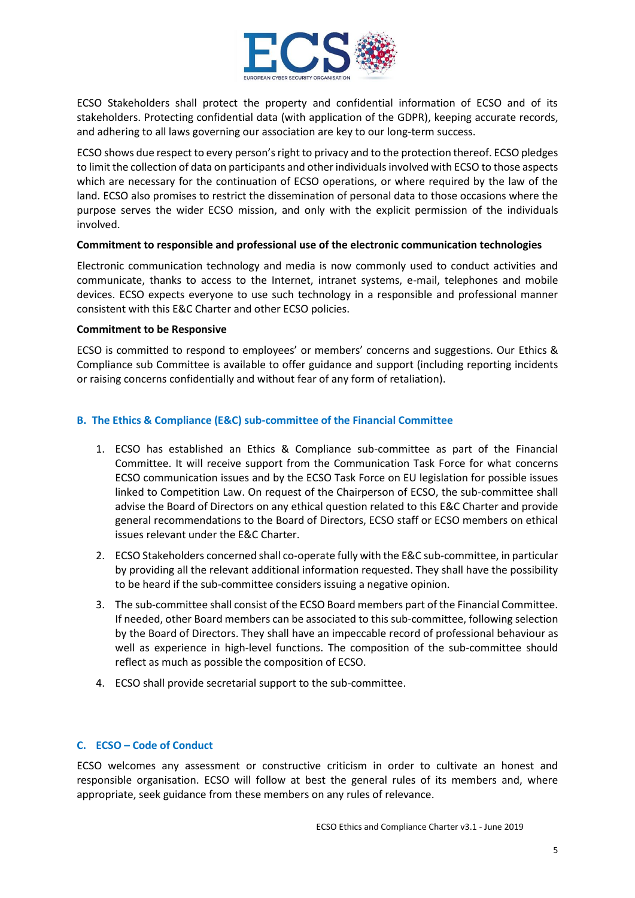ECSO Stakeholders shall protect the property and confidential information of ECSO and of its stakeholders. Protecting confidential data (with application of the GDPR), keeping accurate records, and adhering to all laws governing our association are key to our long-term success.

ECSO shows due respect to every person's right to privacy and to the protection thereof. ECSO pledges to limit the collection of data on participants and other individuals involved with ECSO to those aspects which are necessary for the continuation of ECSO operations, or where required by the law of the land. ECSO also promises to restrict the dissemination of personal data to those occasions where the purpose serves the wider ECSO mission, and only with the explicit permission of the individuals involved.

**Commitment to responsible and professional use of the electronic communication technologies**

Electronic communication technology and media is now commonly used to conduct activities and communicate, thanks to access to the Internet, intranet systems, e-mail, telephones and mobile devices. ECSO expects everyone to use such technology in a responsible and professional manner consistent with this E&C Charter and other ECSO policies.

**Commitment to be Responsive**

ECSO is committed to respond to employees' or members' concerns and suggestions. Our Ethics & Compliance sub Committee is available to offer guidance and support (including reporting incidents or raising concerns confidentially and without fear of any form of retaliation).

## B. The Ethics & Compliance (E&C) sub-committee of the Financial Committee

1. ECSO has established an Ethics & Compliance sub-committee as part of the Financial Committee. It will receive support from the Communication Task Force for what concerns ECSO communication issues and by the ECSO Task Force on EU legislation for possible issues linked to Competition Law. On request of the Chairperson of ECSO, the sub-committee shall advise the Board of Directors on any ethical question related to this E&C Charter and provide general recommendations to the Board of Directors, ECSO staff or ECSO members on ethical issues relevant under the E&C Charter.
2. ECSO Stakeholders concerned shall co-operate fully with the E&C sub-committee, in particular by providing all the relevant additional information requested. They shall have the possibility to be heard if the sub-committee considers issuing a negative opinion.
3. The sub-committee shall consist of the ECSO Board members part of the Financial Committee. If needed, other Board members can be associated to this sub-committee, following selection by the Board of Directors. They shall have an impeccable record of professional behaviour as well as experience in high-level functions. The composition of the sub-committee should reflect as much as possible the composition of ECSO.
4. ECSO shall provide secretarial support to the sub-committee.

## C. ECSO – Code of Conduct

ECSO welcomes any assessment or constructive criticism in order to cultivate an honest and responsible organisation. ECSO will follow at best the general rules of its members and, where appropriate, seek guidance from these members on any rules of relevance.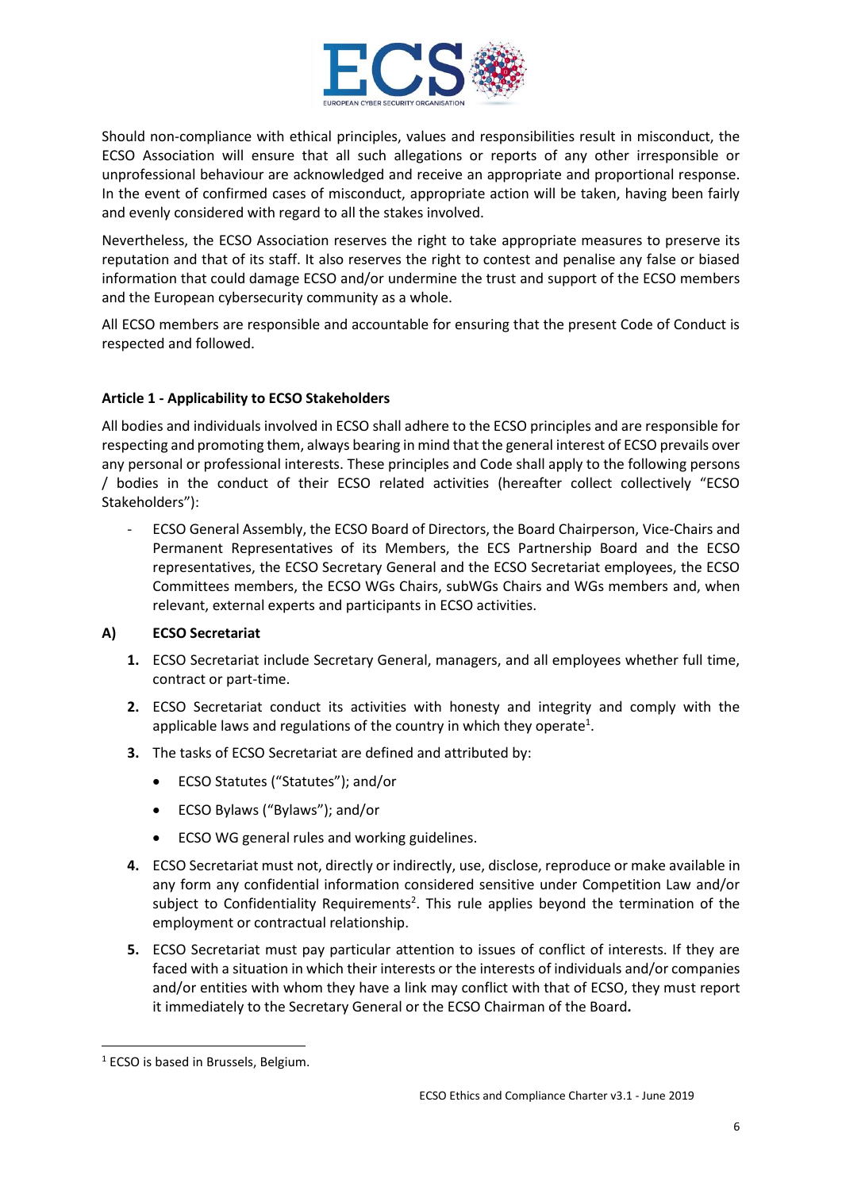Should non-compliance with ethical principles, values and responsibilities result in misconduct, the ECSO Association will ensure that all such allegations or reports of any other irresponsible or unprofessional behaviour are acknowledged and receive an appropriate and proportional response. In the event of confirmed cases of misconduct, appropriate action will be taken, having been fairly and evenly considered with regard to all the stakes involved.

Nevertheless, the ECSO Association reserves the right to take appropriate measures to preserve its reputation and that of its staff. It also reserves the right to contest and penalise any false or biased information that could damage ECSO and/or undermine the trust and support of the ECSO members and the European cybersecurity community as a whole.

All ECSO members are responsible and accountable for ensuring that the present Code of Conduct is respected and followed.

**Article 1 - Applicability to ECSO Stakeholders**

All bodies and individuals involved in ECSO shall adhere to the ECSO principles and are responsible for respecting and promoting them, always bearing in mind that the general interest of ECSO prevails over any personal or professional interests. These principles and Code shall apply to the following persons / bodies in the conduct of their ECSO related activities (hereafter collect collectively "ECSO Stakeholders"):

- ECSO General Assembly, the ECSO Board of Directors, the Board Chairperson, Vice-Chairs and Permanent Representatives of its Members, the ECS Partnership Board and the ECSO representatives, the ECSO Secretary General and the ECSO Secretariat employees, the ECSO Committees members, the ECSO WGs Chairs, subWGs Chairs and WGs members and, when relevant, external experts and participants in ECSO activities.

**A) ECSO Secretariat**

1. ECSO Secretariat include Secretary General, managers, and all employees whether full time, contract or part-time.
2. ECSO Secretariat conduct its activities with honesty and integrity and comply with the applicable laws and regulations of the country in which they operate[1].
3. The tasks of ECSO Secretariat are defined and attributed by:
   - ECSO Statutes ("Statutes"); and/or
   - ECSO Bylaws ("Bylaws"); and/or
   - ECSO WG general rules and working guidelines.
4. ECSO Secretariat must not, directly or indirectly, use, disclose, reproduce or make available in any form any confidential information considered sensitive under Competition Law and/or subject to Confidentiality Requirements[2]. This rule applies beyond the termination of the employment or contractual relationship.
5. ECSO Secretariat must pay particular attention to issues of conflict of interests. If they are faced with a situation in which their interests or the interests of individuals and/or companies and/or entities with whom they have a link may conflict with that of ECSO, they must report it immediately to the Secretary General or the ECSO Chairman of the Board**.**

[1] ECSO is based in Brussels, Belgium.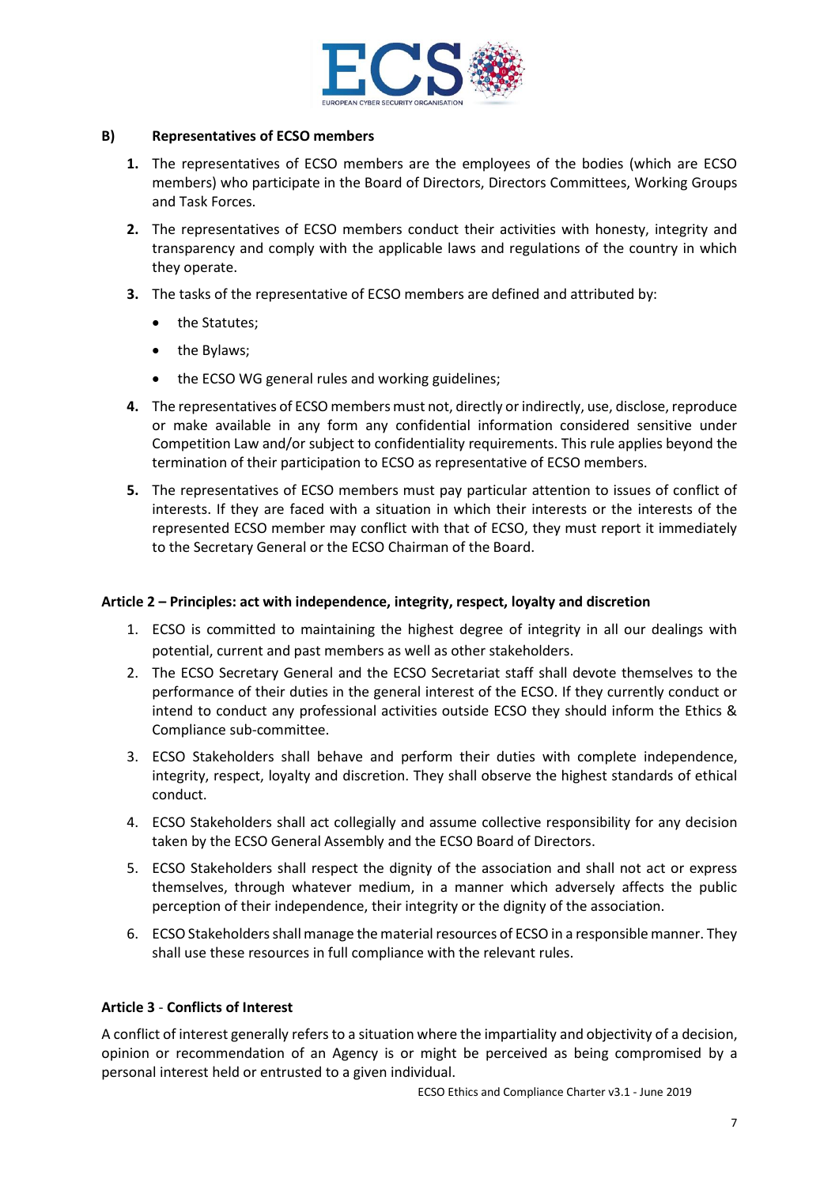### B) Representatives of ECSO members

1. The representatives of ECSO members are the employees of the bodies (which are ECSO members) who participate in the Board of Directors, Directors Committees, Working Groups and Task Forces.
2. The representatives of ECSO members conduct their activities with honesty, integrity and transparency and comply with the applicable laws and regulations of the country in which they operate.
3. The tasks of the representative of ECSO members are defined and attributed by:
   - the Statutes;
   - the Bylaws;
   - the ECSO WG general rules and working guidelines;
4. The representatives of ECSO members must not, directly or indirectly, use, disclose, reproduce or make available in any form any confidential information considered sensitive under Competition Law and/or subject to confidentiality requirements. This rule applies beyond the termination of their participation to ECSO as representative of ECSO members.
5. The representatives of ECSO members must pay particular attention to issues of conflict of interests. If they are faced with a situation in which their interests or the interests of the represented ECSO member may conflict with that of ECSO, they must report it immediately to the Secretary General or the ECSO Chairman of the Board.

### Article 2 – Principles: act with independence, integrity, respect, loyalty and discretion

1. ECSO is committed to maintaining the highest degree of integrity in all our dealings with potential, current and past members as well as other stakeholders.
2. The ECSO Secretary General and the ECSO Secretariat staff shall devote themselves to the performance of their duties in the general interest of the ECSO. If they currently conduct or intend to conduct any professional activities outside ECSO they should inform the Ethics & Compliance sub-committee.
3. ECSO Stakeholders shall behave and perform their duties with complete independence, integrity, respect, loyalty and discretion. They shall observe the highest standards of ethical conduct.
4. ECSO Stakeholders shall act collegially and assume collective responsibility for any decision taken by the ECSO General Assembly and the ECSO Board of Directors.
5. ECSO Stakeholders shall respect the dignity of the association and shall not act or express themselves, through whatever medium, in a manner which adversely affects the public perception of their independence, their integrity or the dignity of the association.
6. ECSO Stakeholders shall manage the material resources of ECSO in a responsible manner. They shall use these resources in full compliance with the relevant rules.

### Article 3 - Conflicts of Interest

A conflict of interest generally refers to a situation where the impartiality and objectivity of a decision, opinion or recommendation of an Agency is or might be perceived as being compromised by a personal interest held or entrusted to a given individual.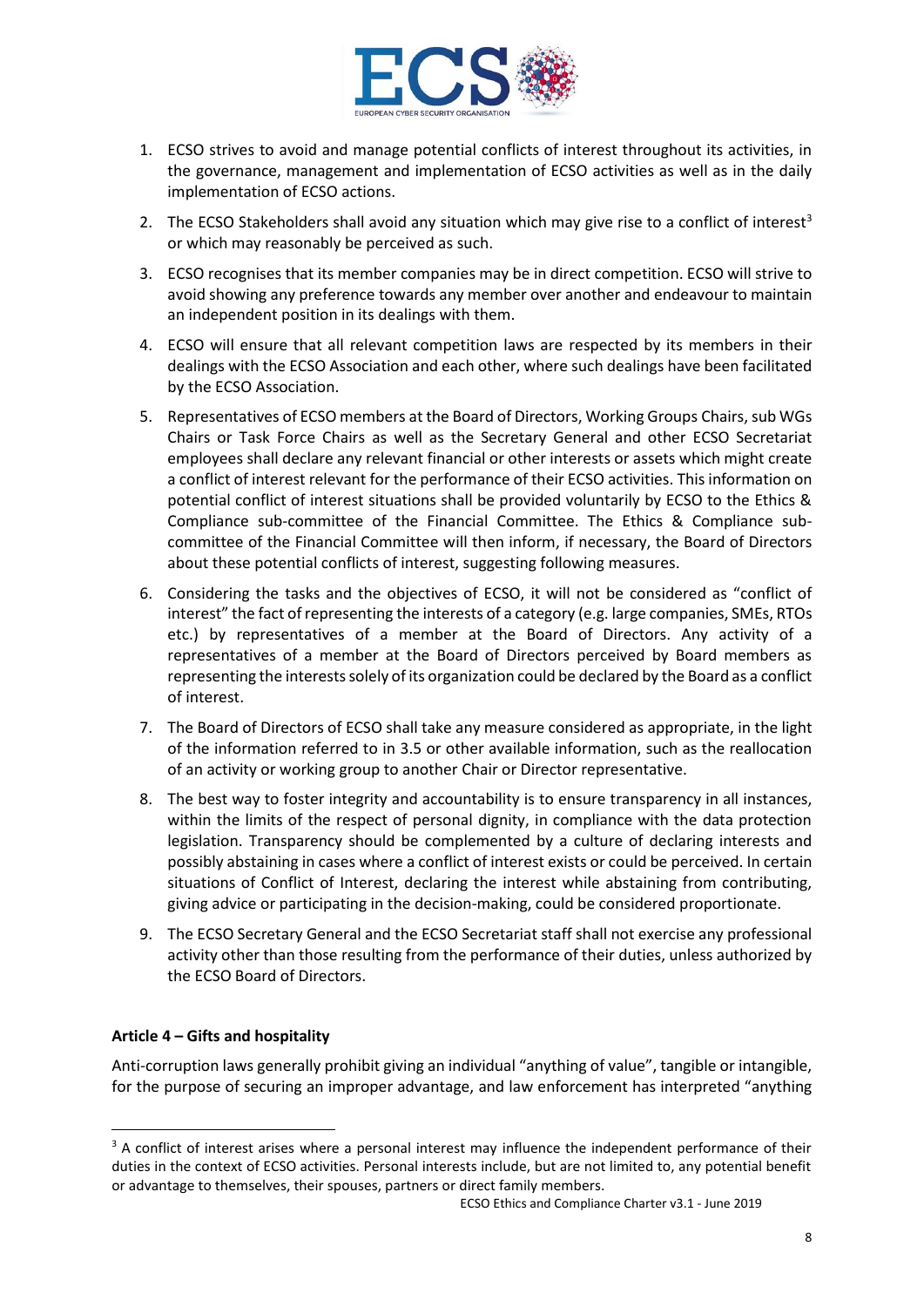1. ECSO strives to avoid and manage potential conflicts of interest throughout its activities, in the governance, management and implementation of ECSO activities as well as in the daily implementation of ECSO actions.
2. The ECSO Stakeholders shall avoid any situation which may give rise to a conflict of interest[3] or which may reasonably be perceived as such.
3. ECSO recognises that its member companies may be in direct competition. ECSO will strive to avoid showing any preference towards any member over another and endeavour to maintain an independent position in its dealings with them.
4. ECSO will ensure that all relevant competition laws are respected by its members in their dealings with the ECSO Association and each other, where such dealings have been facilitated by the ECSO Association.
5. Representatives of ECSO members at the Board of Directors, Working Groups Chairs, sub WGs Chairs or Task Force Chairs as well as the Secretary General and other ECSO Secretariat employees shall declare any relevant financial or other interests or assets which might create a conflict of interest relevant for the performance of their ECSO activities. This information on potential conflict of interest situations shall be provided voluntarily by ECSO to the Ethics & Compliance sub-committee of the Financial Committee. The Ethics & Compliance sub-committee of the Financial Committee will then inform, if necessary, the Board of Directors about these potential conflicts of interest, suggesting following measures.
6. Considering the tasks and the objectives of ECSO, it will not be considered as "conflict of interest" the fact of representing the interests of a category (e.g. large companies, SMEs, RTOs etc.) by representatives of a member at the Board of Directors. Any activity of a representatives of a member at the Board of Directors perceived by Board members as representing the interests solely of its organization could be declared by the Board as a conflict of interest.
7. The Board of Directors of ECSO shall take any measure considered as appropriate, in the light of the information referred to in 3.5 or other available information, such as the reallocation of an activity or working group to another Chair or Director representative.
8. The best way to foster integrity and accountability is to ensure transparency in all instances, within the limits of the respect of personal dignity, in compliance with the data protection legislation. Transparency should be complemented by a culture of declaring interests and possibly abstaining in cases where a conflict of interest exists or could be perceived. In certain situations of Conflict of Interest, declaring the interest while abstaining from contributing, giving advice or participating in the decision-making, could be considered proportionate.
9. The ECSO Secretary General and the ECSO Secretariat staff shall not exercise any professional activity other than those resulting from the performance of their duties, unless authorized by the ECSO Board of Directors.

**Article 4 – Gifts and hospitality**

Anti-corruption laws generally prohibit giving an individual "anything of value", tangible or intangible, for the purpose of securing an improper advantage, and law enforcement has interpreted "anything

[3] A conflict of interest arises where a personal interest may influence the independent performance of their duties in the context of ECSO activities. Personal interests include, but are not limited to, any potential benefit or advantage to themselves, their spouses, partners or direct family members.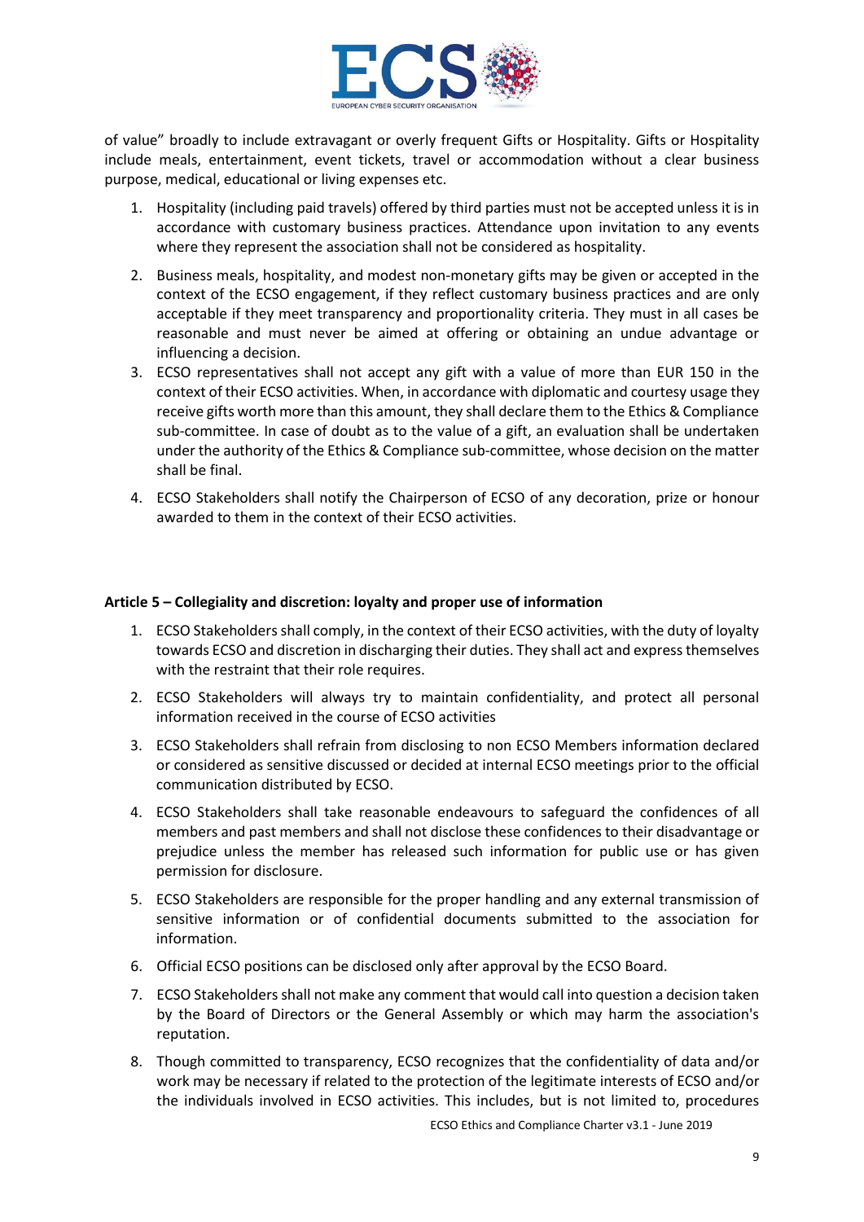of value" broadly to include extravagant or overly frequent Gifts or Hospitality. Gifts or Hospitality include meals, entertainment, event tickets, travel or accommodation without a clear business purpose, medical, educational or living expenses etc.

1. Hospitality (including paid travels) offered by third parties must not be accepted unless it is in accordance with customary business practices. Attendance upon invitation to any events where they represent the association shall not be considered as hospitality.
2. Business meals, hospitality, and modest non-monetary gifts may be given or accepted in the context of the ECSO engagement, if they reflect customary business practices and are only acceptable if they meet transparency and proportionality criteria. They must in all cases be reasonable and must never be aimed at offering or obtaining an undue advantage or influencing a decision.
3. ECSO representatives shall not accept any gift with a value of more than EUR 150 in the context of their ECSO activities. When, in accordance with diplomatic and courtesy usage they receive gifts worth more than this amount, they shall declare them to the Ethics & Compliance sub-committee. In case of doubt as to the value of a gift, an evaluation shall be undertaken under the authority of the Ethics & Compliance sub-committee, whose decision on the matter shall be final.
4. ECSO Stakeholders shall notify the Chairperson of ECSO of any decoration, prize or honour awarded to them in the context of their ECSO activities.

**Article 5 – Collegiality and discretion: loyalty and proper use of information**

1. ECSO Stakeholders shall comply, in the context of their ECSO activities, with the duty of loyalty towards ECSO and discretion in discharging their duties. They shall act and express themselves with the restraint that their role requires.
2. ECSO Stakeholders will always try to maintain confidentiality, and protect all personal information received in the course of ECSO activities
3. ECSO Stakeholders shall refrain from disclosing to non ECSO Members information declared or considered as sensitive discussed or decided at internal ECSO meetings prior to the official communication distributed by ECSO.
4. ECSO Stakeholders shall take reasonable endeavours to safeguard the confidences of all members and past members and shall not disclose these confidences to their disadvantage or prejudice unless the member has released such information for public use or has given permission for disclosure.
5. ECSO Stakeholders are responsible for the proper handling and any external transmission of sensitive information or of confidential documents submitted to the association for information.
6. Official ECSO positions can be disclosed only after approval by the ECSO Board.
7. ECSO Stakeholders shall not make any comment that would call into question a decision taken by the Board of Directors or the General Assembly or which may harm the association's reputation.
8. Though committed to transparency, ECSO recognizes that the confidentiality of data and/or work may be necessary if related to the protection of the legitimate interests of ECSO and/or the individuals involved in ECSO activities. This includes, but is not limited to, procedures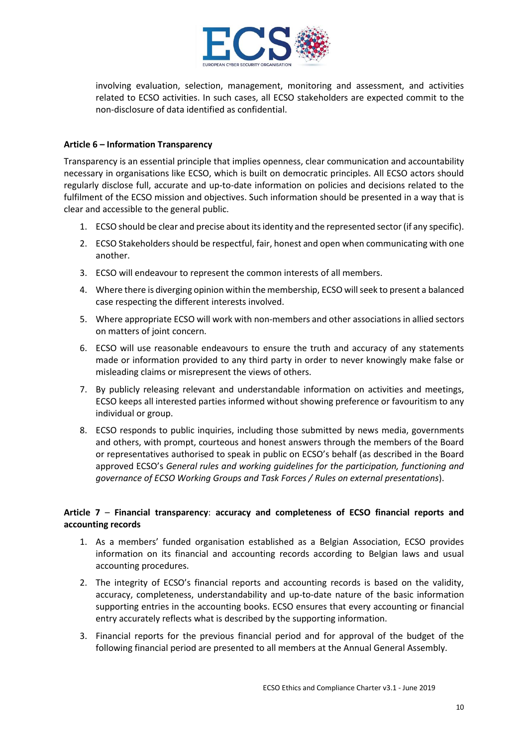involving evaluation, selection, management, monitoring and assessment, and activities related to ECSO activities. In such cases, all ECSO stakeholders are expected commit to the non-disclosure of data identified as confidential.

**Article 6 – Information Transparency**

Transparency is an essential principle that implies openness, clear communication and accountability necessary in organisations like ECSO, which is built on democratic principles. All ECSO actors should regularly disclose full, accurate and up-to-date information on policies and decisions related to the fulfilment of the ECSO mission and objectives. Such information should be presented in a way that is clear and accessible to the general public.

1. ECSO should be clear and precise about its identity and the represented sector (if any specific).
2. ECSO Stakeholders should be respectful, fair, honest and open when communicating with one another.
3. ECSO will endeavour to represent the common interests of all members.
4. Where there is diverging opinion within the membership, ECSO will seek to present a balanced case respecting the different interests involved.
5. Where appropriate ECSO will work with non-members and other associations in allied sectors on matters of joint concern.
6. ECSO will use reasonable endeavours to ensure the truth and accuracy of any statements made or information provided to any third party in order to never knowingly make false or misleading claims or misrepresent the views of others.
7. By publicly releasing relevant and understandable information on activities and meetings, ECSO keeps all interested parties informed without showing preference or favouritism to any individual or group.
8. ECSO responds to public inquiries, including those submitted by news media, governments and others, with prompt, courteous and honest answers through the members of the Board or representatives authorised to speak in public on ECSO's behalf (as described in the Board approved ECSO's *General rules and working guidelines for the participation, functioning and governance of ECSO Working Groups and Task Forces / Rules on external presentations*).

**Article 7 – Financial transparency: accuracy and completeness of ECSO financial reports and accounting records**

1. As a members' funded organisation established as a Belgian Association, ECSO provides information on its financial and accounting records according to Belgian laws and usual accounting procedures.
2. The integrity of ECSO's financial reports and accounting records is based on the validity, accuracy, completeness, understandability and up-to-date nature of the basic information supporting entries in the accounting books. ECSO ensures that every accounting or financial entry accurately reflects what is described by the supporting information.
3. Financial reports for the previous financial period and for approval of the budget of the following financial period are presented to all members at the Annual General Assembly.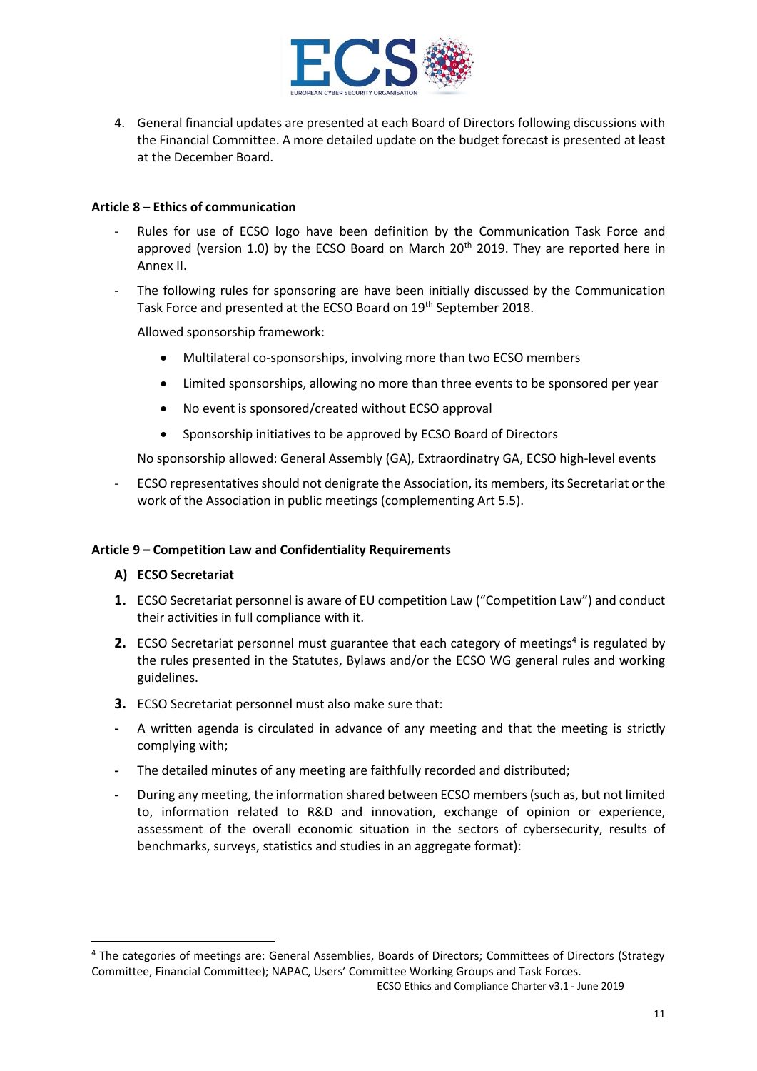4. General financial updates are presented at each Board of Directors following discussions with the Financial Committee. A more detailed update on the budget forecast is presented at least at the December Board.

**Article 8 – Ethics of communication**

- Rules for use of ECSO logo have been definition by the Communication Task Force and approved (version 1.0) by the ECSO Board on March 20th 2019. They are reported here in Annex II.
- The following rules for sponsoring are have been initially discussed by the Communication Task Force and presented at the ECSO Board on 19th September 2018.

  Allowed sponsorship framework:

  - Multilateral co-sponsorships, involving more than two ECSO members
  - Limited sponsorships, allowing no more than three events to be sponsored per year
  - No event is sponsored/created without ECSO approval
  - Sponsorship initiatives to be approved by ECSO Board of Directors

  No sponsorship allowed: General Assembly (GA), Extraordinatry GA, ECSO high-level events

- ECSO representatives should not denigrate the Association, its members, its Secretariat or the work of the Association in public meetings (complementing Art 5.5).

**Article 9 – Competition Law and Confidentiality Requirements**

**A) ECSO Secretariat**

**1.** ECSO Secretariat personnel is aware of EU competition Law ("Competition Law") and conduct their activities in full compliance with it.

**2.** ECSO Secretariat personnel must guarantee that each category of meetings[4] is regulated by the rules presented in the Statutes, Bylaws and/or the ECSO WG general rules and working guidelines.

**3.** ECSO Secretariat personnel must also make sure that:

- A written agenda is circulated in advance of any meeting and that the meeting is strictly complying with;
- The detailed minutes of any meeting are faithfully recorded and distributed;
- During any meeting, the information shared between ECSO members (such as, but not limited to, information related to R&D and innovation, exchange of opinion or experience, assessment of the overall economic situation in the sectors of cybersecurity, results of benchmarks, surveys, statistics and studies in an aggregate format):

[4] The categories of meetings are: General Assemblies, Boards of Directors; Committees of Directors (Strategy Committee, Financial Committee); NAPAC, Users' Committee Working Groups and Task Forces.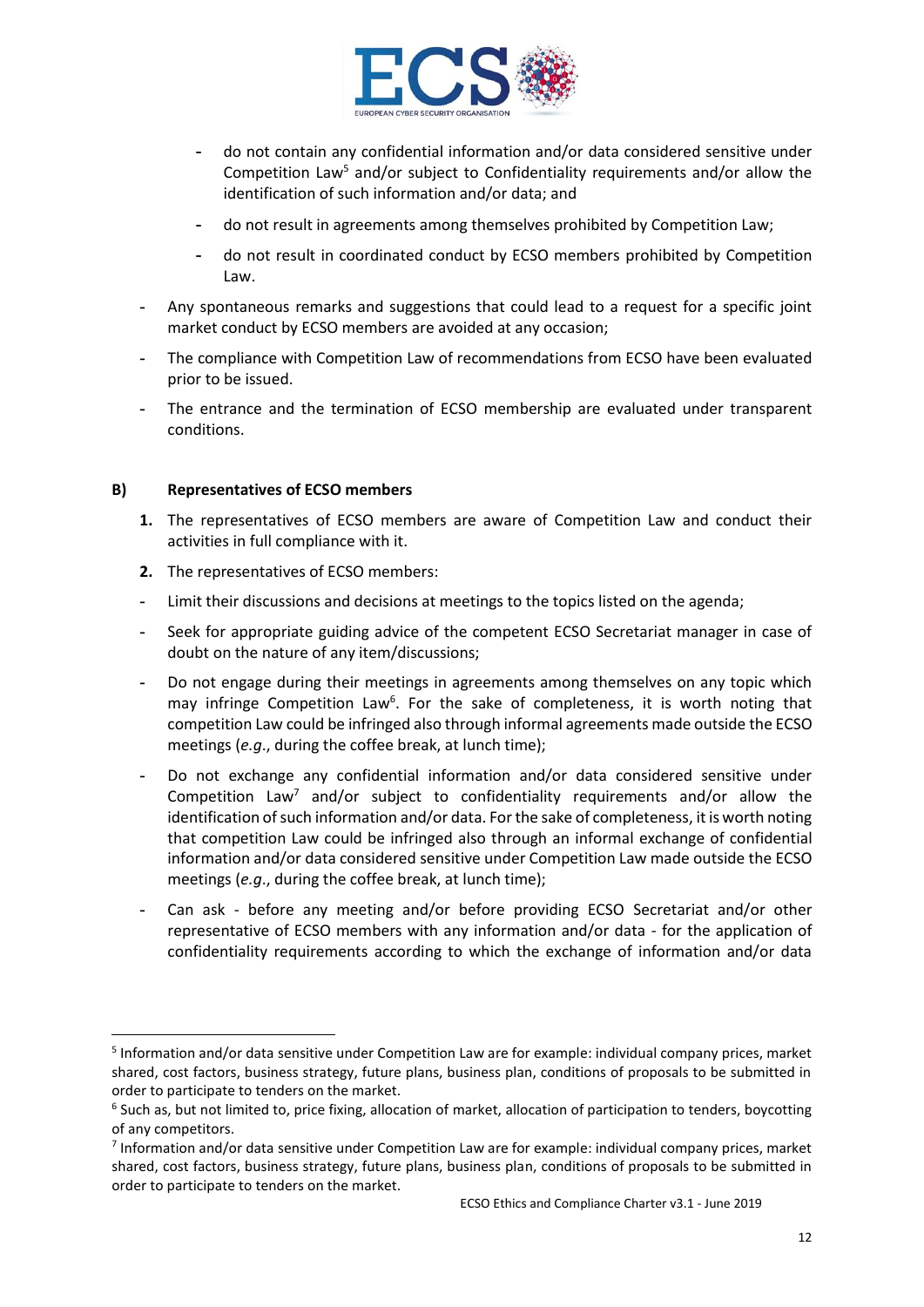- do not contain any confidential information and/or data considered sensitive under Competition Law[5] and/or subject to Confidentiality requirements and/or allow the identification of such information and/or data; and
- do not result in agreements among themselves prohibited by Competition Law;
- do not result in coordinated conduct by ECSO members prohibited by Competition Law.

- Any spontaneous remarks and suggestions that could lead to a request for a specific joint market conduct by ECSO members are avoided at any occasion;
- The compliance with Competition Law of recommendations from ECSO have been evaluated prior to be issued.
- The entrance and the termination of ECSO membership are evaluated under transparent conditions.

**B) Representatives of ECSO members**

1. The representatives of ECSO members are aware of Competition Law and conduct their activities in full compliance with it.
2. The representatives of ECSO members:

- Limit their discussions and decisions at meetings to the topics listed on the agenda;
- Seek for appropriate guiding advice of the competent ECSO Secretariat manager in case of doubt on the nature of any item/discussions;
- Do not engage during their meetings in agreements among themselves on any topic which may infringe Competition Law[6]. For the sake of completeness, it is worth noting that competition Law could be infringed also through informal agreements made outside the ECSO meetings (*e.g.*, during the coffee break, at lunch time);
- Do not exchange any confidential information and/or data considered sensitive under Competition Law[7] and/or subject to confidentiality requirements and/or allow the identification of such information and/or data. For the sake of completeness, it is worth noting that competition Law could be infringed also through an informal exchange of confidential information and/or data considered sensitive under Competition Law made outside the ECSO meetings (*e.g.*, during the coffee break, at lunch time);
- Can ask - before any meeting and/or before providing ECSO Secretariat and/or other representative of ECSO members with any information and/or data - for the application of confidentiality requirements according to which the exchange of information and/or data

---

[5] Information and/or data sensitive under Competition Law are for example: individual company prices, market shared, cost factors, business strategy, future plans, business plan, conditions of proposals to be submitted in order to participate to tenders on the market.

[6] Such as, but not limited to, price fixing, allocation of market, allocation of participation to tenders, boycotting of any competitors.

[7] Information and/or data sensitive under Competition Law are for example: individual company prices, market shared, cost factors, business strategy, future plans, business plan, conditions of proposals to be submitted in order to participate to tenders on the market.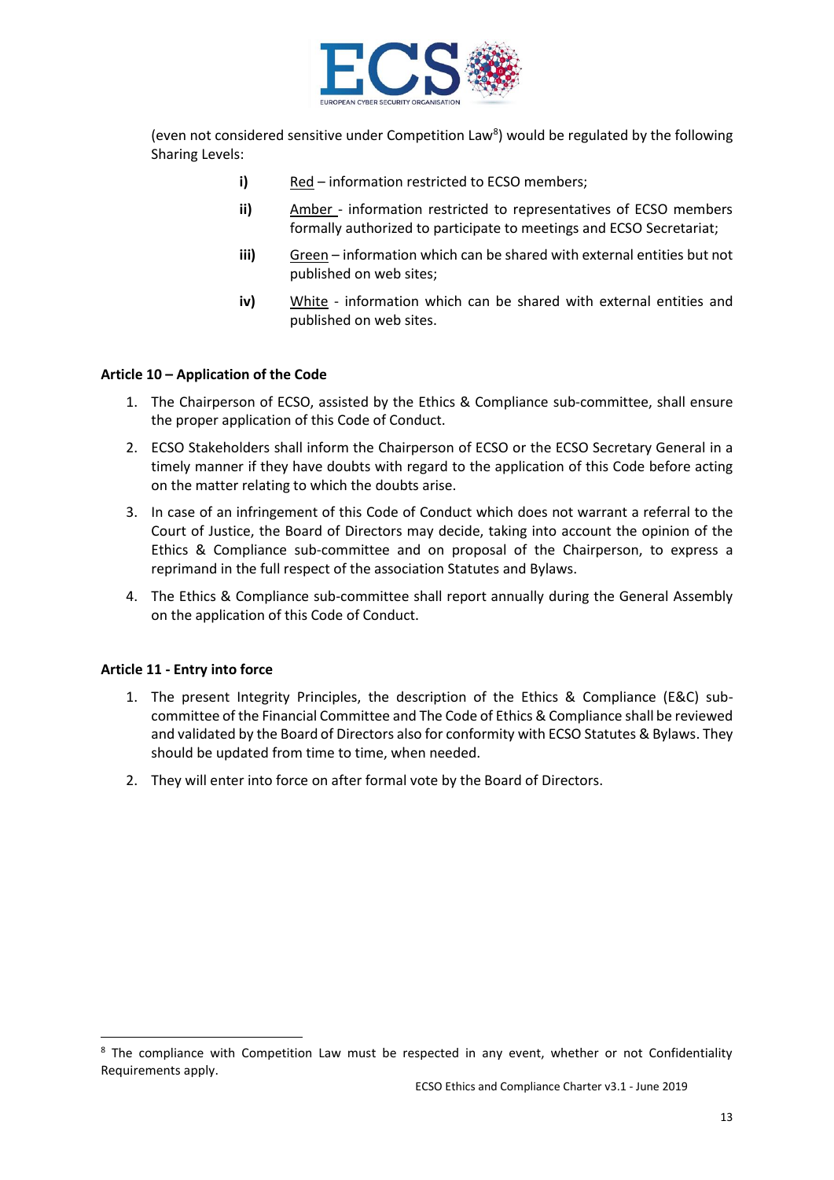(even not considered sensitive under Competition Law[8]) would be regulated by the following Sharing Levels:

- **i)** Red – information restricted to ECSO members;
- **ii)** Amber - information restricted to representatives of ECSO members formally authorized to participate to meetings and ECSO Secretariat;
- **iii)** Green – information which can be shared with external entities but not published on web sites;
- **iv)** White - information which can be shared with external entities and published on web sites.

**Article 10 – Application of the Code**

1. The Chairperson of ECSO, assisted by the Ethics & Compliance sub-committee, shall ensure the proper application of this Code of Conduct.
2. ECSO Stakeholders shall inform the Chairperson of ECSO or the ECSO Secretary General in a timely manner if they have doubts with regard to the application of this Code before acting on the matter relating to which the doubts arise.
3. In case of an infringement of this Code of Conduct which does not warrant a referral to the Court of Justice, the Board of Directors may decide, taking into account the opinion of the Ethics & Compliance sub-committee and on proposal of the Chairperson, to express a reprimand in the full respect of the association Statutes and Bylaws.
4. The Ethics & Compliance sub-committee shall report annually during the General Assembly on the application of this Code of Conduct.

**Article 11 - Entry into force**

1. The present Integrity Principles, the description of the Ethics & Compliance (E&C) sub-committee of the Financial Committee and The Code of Ethics & Compliance shall be reviewed and validated by the Board of Directors also for conformity with ECSO Statutes & Bylaws. They should be updated from time to time, when needed.
2. They will enter into force on after formal vote by the Board of Directors.

[8] The compliance with Competition Law must be respected in any event, whether or not Confidentiality Requirements apply.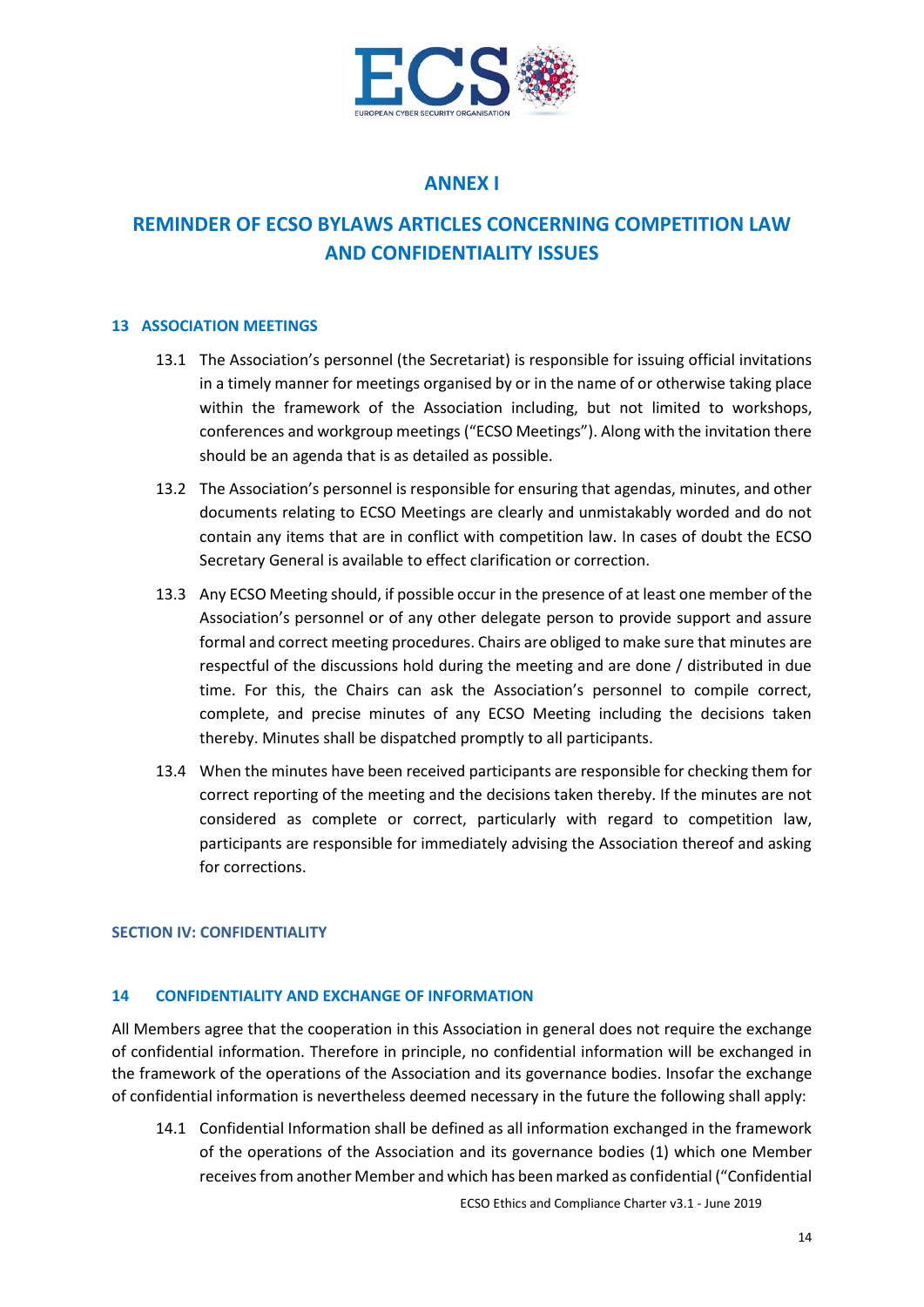# ANNEX I

# REMINDER OF ECSO BYLAWS ARTICLES CONCERNING COMPETITION LAW AND CONFIDENTIALITY ISSUES

### 13 ASSOCIATION MEETINGS

13.1 The Association's personnel (the Secretariat) is responsible for issuing official invitations in a timely manner for meetings organised by or in the name of or otherwise taking place within the framework of the Association including, but not limited to workshops, conferences and workgroup meetings ("ECSO Meetings"). Along with the invitation there should be an agenda that is as detailed as possible.

13.2 The Association's personnel is responsible for ensuring that agendas, minutes, and other documents relating to ECSO Meetings are clearly and unmistakably worded and do not contain any items that are in conflict with competition law. In cases of doubt the ECSO Secretary General is available to effect clarification or correction.

13.3 Any ECSO Meeting should, if possible occur in the presence of at least one member of the Association's personnel or of any other delegate person to provide support and assure formal and correct meeting procedures. Chairs are obliged to make sure that minutes are respectful of the discussions hold during the meeting and are done / distributed in due time. For this, the Chairs can ask the Association's personnel to compile correct, complete, and precise minutes of any ECSO Meeting including the decisions taken thereby. Minutes shall be dispatched promptly to all participants.

13.4 When the minutes have been received participants are responsible for checking them for correct reporting of the meeting and the decisions taken thereby. If the minutes are not considered as complete or correct, particularly with regard to competition law, participants are responsible for immediately advising the Association thereof and asking for corrections.

### SECTION IV: CONFIDENTIALITY

### 14 CONFIDENTIALITY AND EXCHANGE OF INFORMATION

All Members agree that the cooperation in this Association in general does not require the exchange of confidential information. Therefore in principle, no confidential information will be exchanged in the framework of the operations of the Association and its governance bodies. Insofar the exchange of confidential information is nevertheless deemed necessary in the future the following shall apply:

14.1 Confidential Information shall be defined as all information exchanged in the framework of the operations of the Association and its governance bodies (1) which one Member receives from another Member and which has been marked as confidential ("Confidential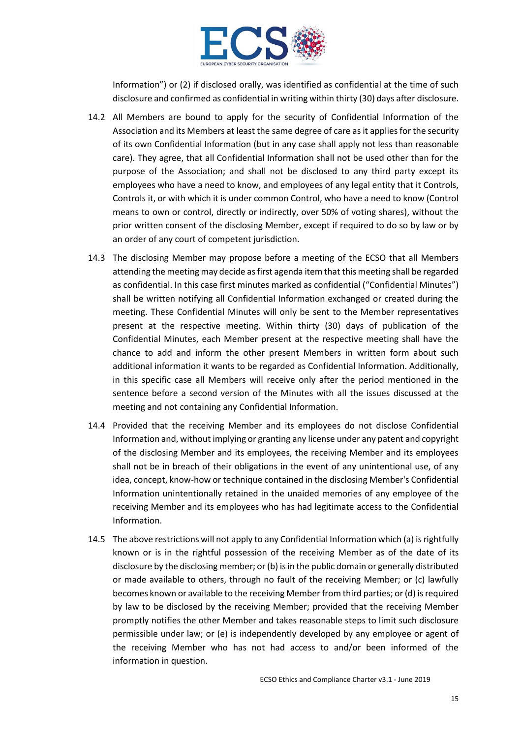Information") or (2) if disclosed orally, was identified as confidential at the time of such disclosure and confirmed as confidential in writing within thirty (30) days after disclosure.

14.2 All Members are bound to apply for the security of Confidential Information of the Association and its Members at least the same degree of care as it applies for the security of its own Confidential Information (but in any case shall apply not less than reasonable care). They agree, that all Confidential Information shall not be used other than for the purpose of the Association; and shall not be disclosed to any third party except its employees who have a need to know, and employees of any legal entity that it Controls, Controls it, or with which it is under common Control, who have a need to know (Control means to own or control, directly or indirectly, over 50% of voting shares), without the prior written consent of the disclosing Member, except if required to do so by law or by an order of any court of competent jurisdiction.

14.3 The disclosing Member may propose before a meeting of the ECSO that all Members attending the meeting may decide as first agenda item that this meeting shall be regarded as confidential. In this case first minutes marked as confidential ("Confidential Minutes") shall be written notifying all Confidential Information exchanged or created during the meeting. These Confidential Minutes will only be sent to the Member representatives present at the respective meeting. Within thirty (30) days of publication of the Confidential Minutes, each Member present at the respective meeting shall have the chance to add and inform the other present Members in written form about such additional information it wants to be regarded as Confidential Information. Additionally, in this specific case all Members will receive only after the period mentioned in the sentence before a second version of the Minutes with all the issues discussed at the meeting and not containing any Confidential Information.

14.4 Provided that the receiving Member and its employees do not disclose Confidential Information and, without implying or granting any license under any patent and copyright of the disclosing Member and its employees, the receiving Member and its employees shall not be in breach of their obligations in the event of any unintentional use, of any idea, concept, know-how or technique contained in the disclosing Member's Confidential Information unintentionally retained in the unaided memories of any employee of the receiving Member and its employees who has had legitimate access to the Confidential Information.

14.5 The above restrictions will not apply to any Confidential Information which (a) is rightfully known or is in the rightful possession of the receiving Member as of the date of its disclosure by the disclosing member; or (b) is in the public domain or generally distributed or made available to others, through no fault of the receiving Member; or (c) lawfully becomes known or available to the receiving Member from third parties; or (d) is required by law to be disclosed by the receiving Member; provided that the receiving Member promptly notifies the other Member and takes reasonable steps to limit such disclosure permissible under law; or (e) is independently developed by any employee or agent of the receiving Member who has not had access to and/or been informed of the information in question.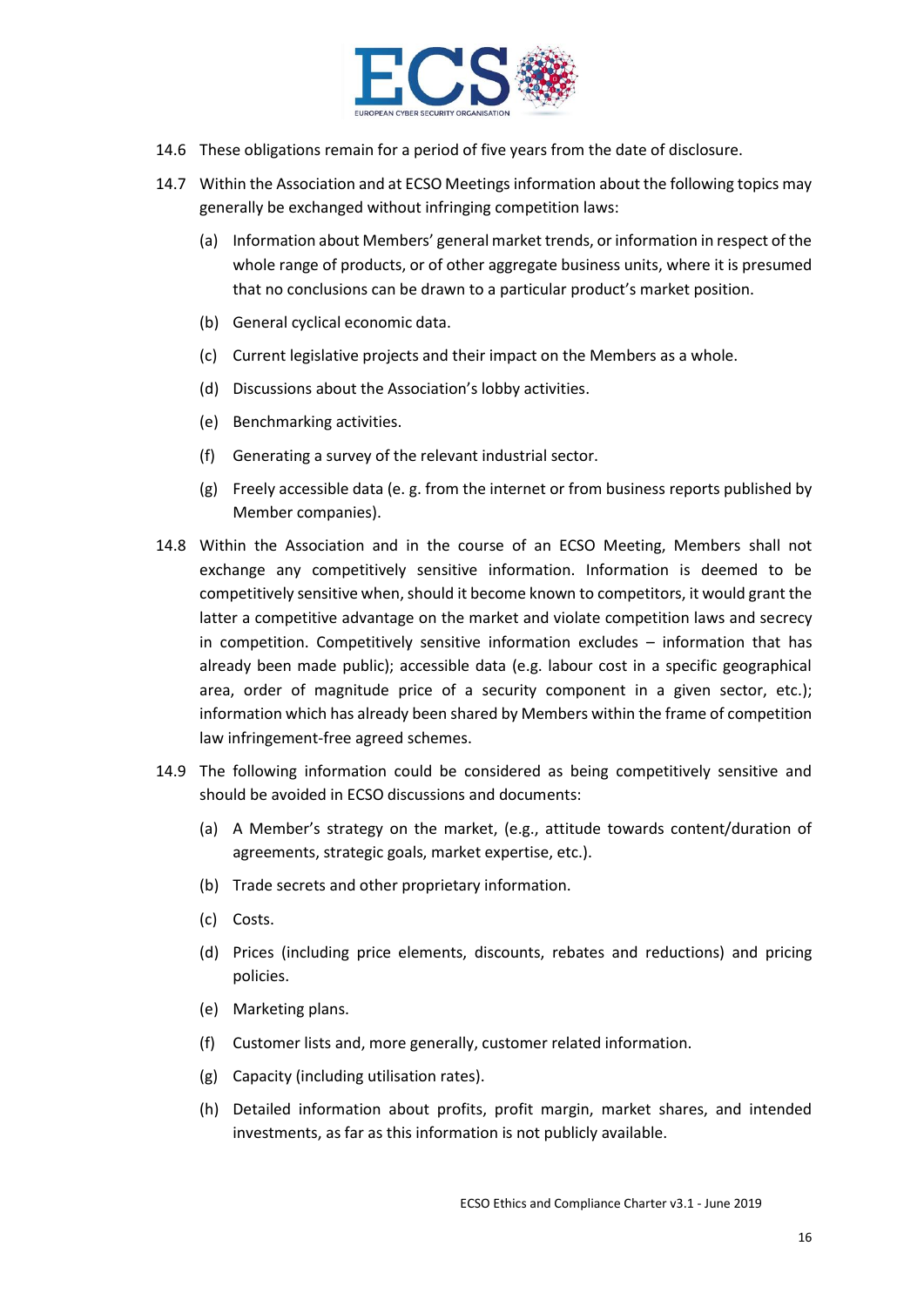14.6 These obligations remain for a period of five years from the date of disclosure.

14.7 Within the Association and at ECSO Meetings information about the following topics may generally be exchanged without infringing competition laws:

(a) Information about Members' general market trends, or information in respect of the whole range of products, or of other aggregate business units, where it is presumed that no conclusions can be drawn to a particular product's market position.

(b) General cyclical economic data.

(c) Current legislative projects and their impact on the Members as a whole.

(d) Discussions about the Association's lobby activities.

(e) Benchmarking activities.

(f) Generating a survey of the relevant industrial sector.

(g) Freely accessible data (e. g. from the internet or from business reports published by Member companies).

14.8 Within the Association and in the course of an ECSO Meeting, Members shall not exchange any competitively sensitive information. Information is deemed to be competitively sensitive when, should it become known to competitors, it would grant the latter a competitive advantage on the market and violate competition laws and secrecy in competition. Competitively sensitive information excludes – information that has already been made public); accessible data (e.g. labour cost in a specific geographical area, order of magnitude price of a security component in a given sector, etc.); information which has already been shared by Members within the frame of competition law infringement-free agreed schemes.

14.9 The following information could be considered as being competitively sensitive and should be avoided in ECSO discussions and documents:

(a) A Member's strategy on the market, (e.g., attitude towards content/duration of agreements, strategic goals, market expertise, etc.).

(b) Trade secrets and other proprietary information.

(c) Costs.

(d) Prices (including price elements, discounts, rebates and reductions) and pricing policies.

(e) Marketing plans.

(f) Customer lists and, more generally, customer related information.

(g) Capacity (including utilisation rates).

(h) Detailed information about profits, profit margin, market shares, and intended investments, as far as this information is not publicly available.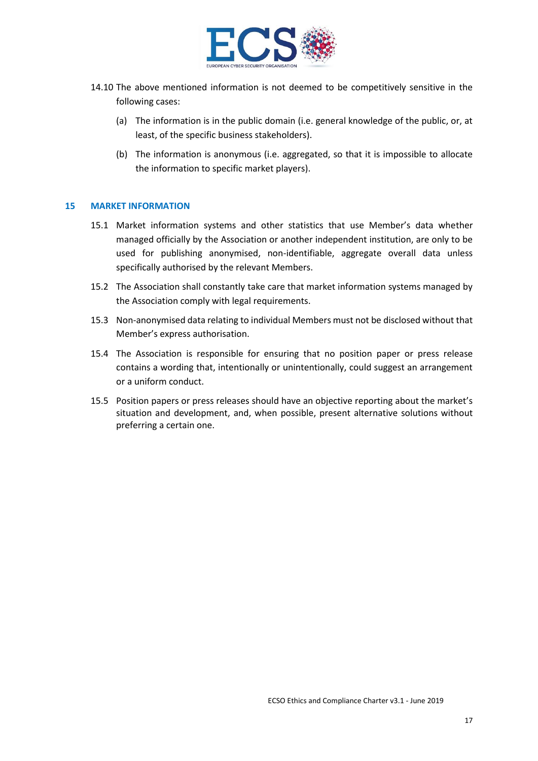14.10 The above mentioned information is not deemed to be competitively sensitive in the following cases:

(a) The information is in the public domain (i.e. general knowledge of the public, or, at least, of the specific business stakeholders).

(b) The information is anonymous (i.e. aggregated, so that it is impossible to allocate the information to specific market players).

## 15 MARKET INFORMATION

15.1 Market information systems and other statistics that use Member's data whether managed officially by the Association or another independent institution, are only to be used for publishing anonymised, non-identifiable, aggregate overall data unless specifically authorised by the relevant Members.

15.2 The Association shall constantly take care that market information systems managed by the Association comply with legal requirements.

15.3 Non-anonymised data relating to individual Members must not be disclosed without that Member's express authorisation.

15.4 The Association is responsible for ensuring that no position paper or press release contains a wording that, intentionally or unintentionally, could suggest an arrangement or a uniform conduct.

15.5 Position papers or press releases should have an objective reporting about the market's situation and development, and, when possible, present alternative solutions without preferring a certain one.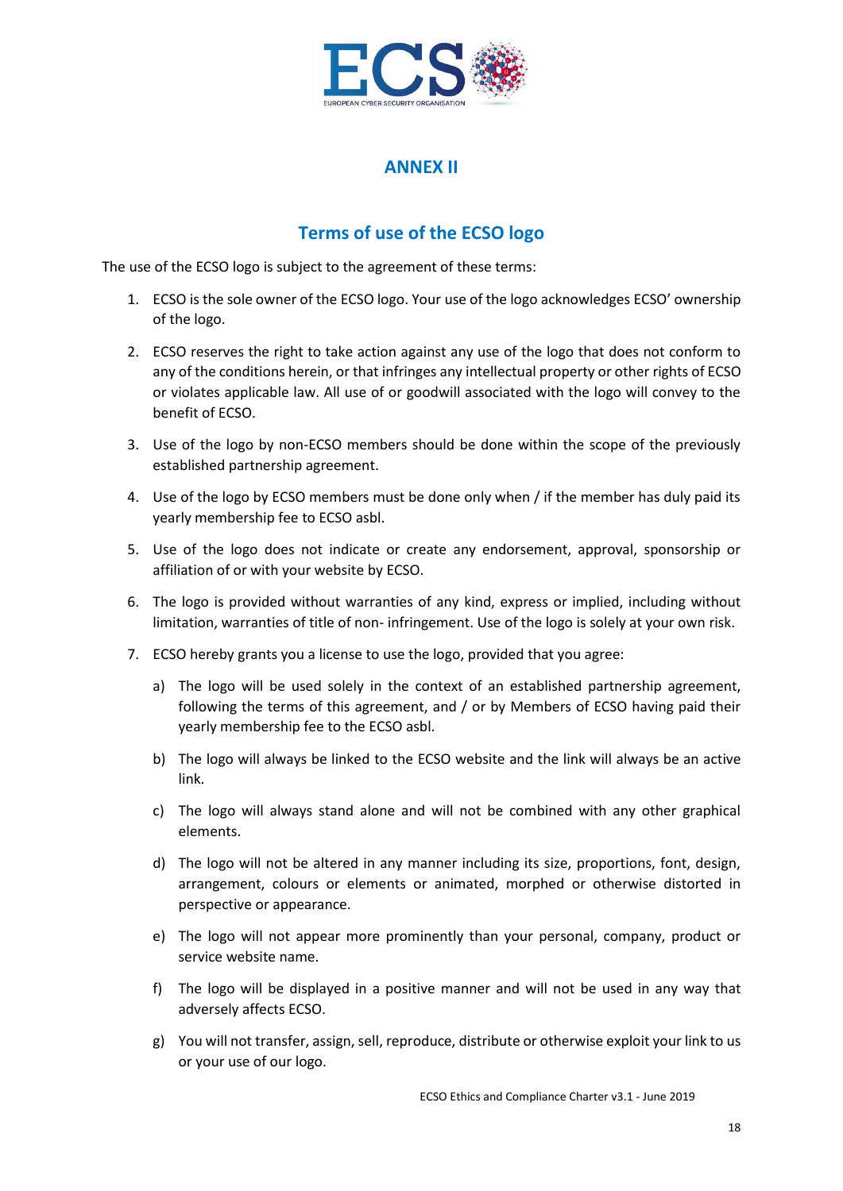# ANNEX II

## Terms of use of the ECSO logo

The use of the ECSO logo is subject to the agreement of these terms:

1. ECSO is the sole owner of the ECSO logo. Your use of the logo acknowledges ECSO' ownership of the logo.
2. ECSO reserves the right to take action against any use of the logo that does not conform to any of the conditions herein, or that infringes any intellectual property or other rights of ECSO or violates applicable law. All use of or goodwill associated with the logo will convey to the benefit of ECSO.
3. Use of the logo by non-ECSO members should be done within the scope of the previously established partnership agreement.
4. Use of the logo by ECSO members must be done only when / if the member has duly paid its yearly membership fee to ECSO asbl.
5. Use of the logo does not indicate or create any endorsement, approval, sponsorship or affiliation of or with your website by ECSO.
6. The logo is provided without warranties of any kind, express or implied, including without limitation, warranties of title of non- infringement. Use of the logo is solely at your own risk.
7. ECSO hereby grants you a license to use the logo, provided that you agree:
   a) The logo will be used solely in the context of an established partnership agreement, following the terms of this agreement, and / or by Members of ECSO having paid their yearly membership fee to the ECSO asbl.
   b) The logo will always be linked to the ECSO website and the link will always be an active link.
   c) The logo will always stand alone and will not be combined with any other graphical elements.
   d) The logo will not be altered in any manner including its size, proportions, font, design, arrangement, colours or elements or animated, morphed or otherwise distorted in perspective or appearance.
   e) The logo will not appear more prominently than your personal, company, product or service website name.
   f) The logo will be displayed in a positive manner and will not be used in any way that adversely affects ECSO.
   g) You will not transfer, assign, sell, reproduce, distribute or otherwise exploit your link to us or your use of our logo.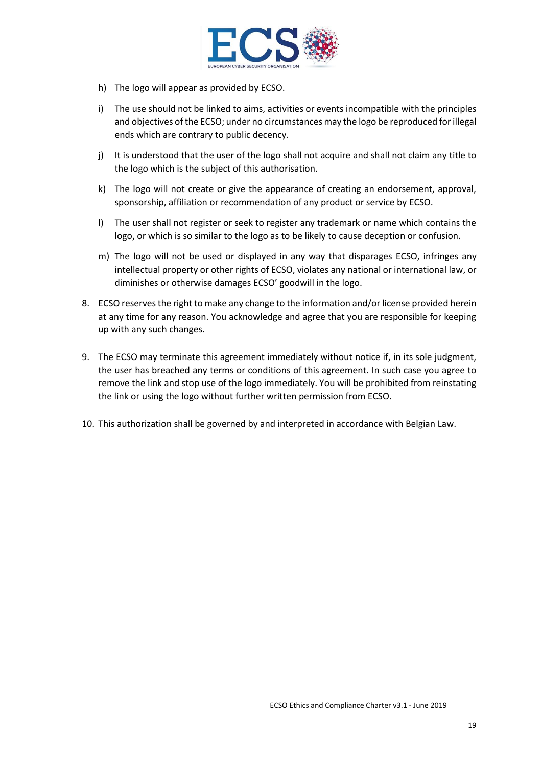h) The logo will appear as provided by ECSO.

i) The use should not be linked to aims, activities or events incompatible with the principles and objectives of the ECSO; under no circumstances may the logo be reproduced for illegal ends which are contrary to public decency.

j) It is understood that the user of the logo shall not acquire and shall not claim any title to the logo which is the subject of this authorisation.

k) The logo will not create or give the appearance of creating an endorsement, approval, sponsorship, affiliation or recommendation of any product or service by ECSO.

l) The user shall not register or seek to register any trademark or name which contains the logo, or which is so similar to the logo as to be likely to cause deception or confusion.

m) The logo will not be used or displayed in any way that disparages ECSO, infringes any intellectual property or other rights of ECSO, violates any national or international law, or diminishes or otherwise damages ECSO' goodwill in the logo.

8. ECSO reserves the right to make any change to the information and/or license provided herein at any time for any reason. You acknowledge and agree that you are responsible for keeping up with any such changes.

9. The ECSO may terminate this agreement immediately without notice if, in its sole judgment, the user has breached any terms or conditions of this agreement. In such case you agree to remove the link and stop use of the logo immediately. You will be prohibited from reinstating the link or using the logo without further written permission from ECSO.

10. This authorization shall be governed by and interpreted in accordance with Belgian Law.